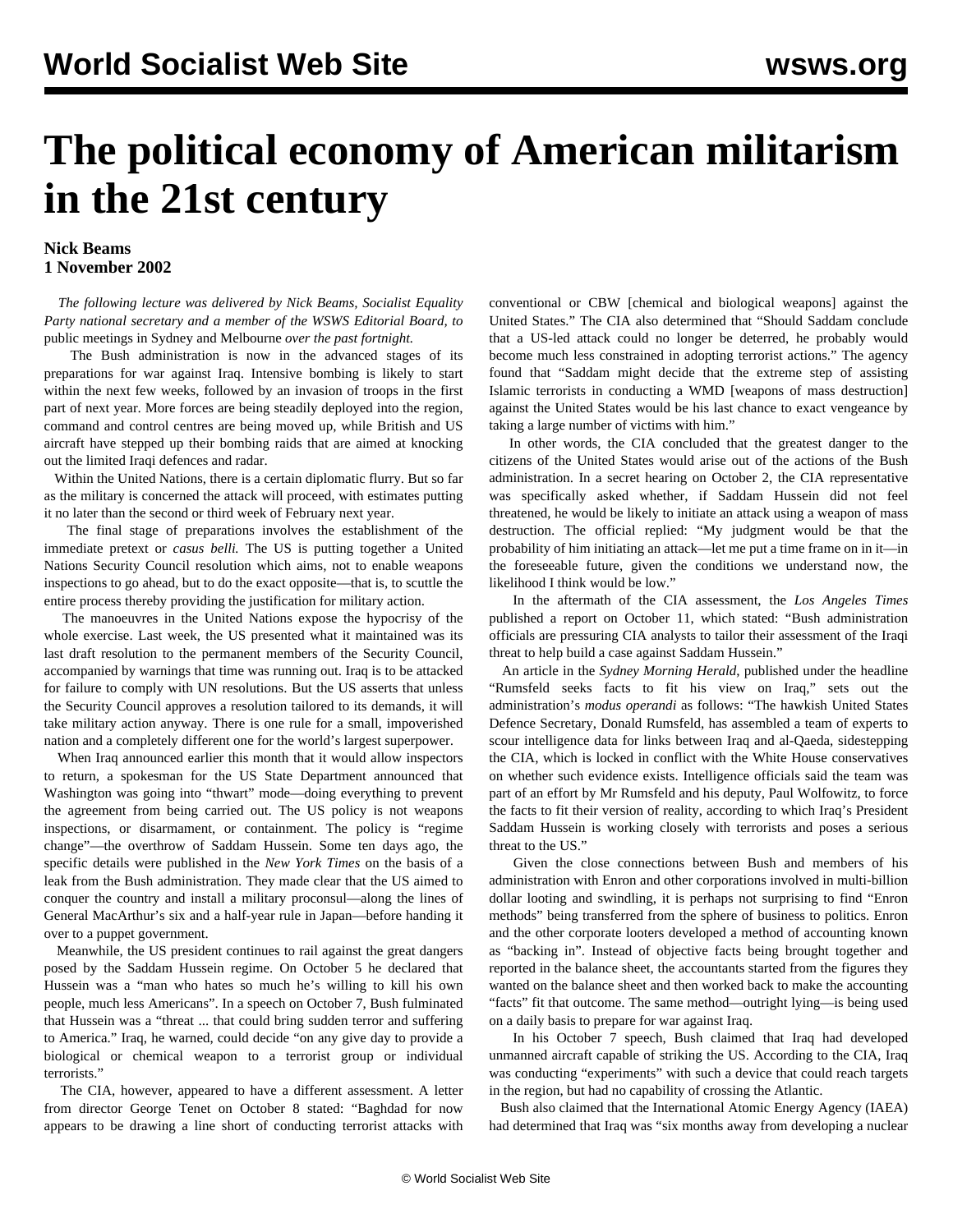# The political economy of American militarism in the 21st century

**Nick Beams**
**1 November 2002**

*The following lecture was delivered by Nick Beams, Socialist Equality Party national secretary and a member of the WSWS Editorial Board, to* public meetings in Sydney and Melbourne *over the past fortnight.*

The Bush administration is now in the advanced stages of its preparations for war against Iraq. Intensive bombing is likely to start within the next few weeks, followed by an invasion of troops in the first part of next year. More forces are being steadily deployed into the region, command and control centres are being moved up, while British and US aircraft have stepped up their bombing raids that are aimed at knocking out the limited Iraqi defences and radar.

Within the United Nations, there is a certain diplomatic flurry. But so far as the military is concerned the attack will proceed, with estimates putting it no later than the second or third week of February next year.

The final stage of preparations involves the establishment of the immediate pretext or *casus belli.* The US is putting together a United Nations Security Council resolution which aims, not to enable weapons inspections to go ahead, but to do the exact opposite—that is, to scuttle the entire process thereby providing the justification for military action.

The manoeuvres in the United Nations expose the hypocrisy of the whole exercise. Last week, the US presented what it maintained was its last draft resolution to the permanent members of the Security Council, accompanied by warnings that time was running out. Iraq is to be attacked for failure to comply with UN resolutions. But the US asserts that unless the Security Council approves a resolution tailored to its demands, it will take military action anyway. There is one rule for a small, impoverished nation and a completely different one for the world's largest superpower.

When Iraq announced earlier this month that it would allow inspectors to return, a spokesman for the US State Department announced that Washington was going into "thwart" mode—doing everything to prevent the agreement from being carried out. The US policy is not weapons inspections, or disarmament, or containment. The policy is "regime change"—the overthrow of Saddam Hussein. Some ten days ago, the specific details were published in the *New York Times* on the basis of a leak from the Bush administration. They made clear that the US aimed to conquer the country and install a military proconsul—along the lines of General MacArthur's six and a half-year rule in Japan—before handing it over to a puppet government.

Meanwhile, the US president continues to rail against the great dangers posed by the Saddam Hussein regime. On October 5 he declared that Hussein was a "man who hates so much he's willing to kill his own people, much less Americans". In a speech on October 7, Bush fulminated that Hussein was a "threat ... that could bring sudden terror and suffering to America." Iraq, he warned, could decide "on any give day to provide a biological or chemical weapon to a terrorist group or individual terrorists."

The CIA, however, appeared to have a different assessment. A letter from director George Tenet on October 8 stated: "Baghdad for now appears to be drawing a line short of conducting terrorist attacks with conventional or CBW [chemical and biological weapons] against the United States." The CIA also determined that "Should Saddam conclude that a US-led attack could no longer be deterred, he probably would become much less constrained in adopting terrorist actions." The agency found that "Saddam might decide that the extreme step of assisting Islamic terrorists in conducting a WMD [weapons of mass destruction] against the United States would be his last chance to exact vengeance by taking a large number of victims with him."

In other words, the CIA concluded that the greatest danger to the citizens of the United States would arise out of the actions of the Bush administration. In a secret hearing on October 2, the CIA representative was specifically asked whether, if Saddam Hussein did not feel threatened, he would be likely to initiate an attack using a weapon of mass destruction. The official replied: "My judgment would be that the probability of him initiating an attack—let me put a time frame on in it—in the foreseeable future, given the conditions we understand now, the likelihood I think would be low."

In the aftermath of the CIA assessment, the *Los Angeles Times* published a report on October 11, which stated: "Bush administration officials are pressuring CIA analysts to tailor their assessment of the Iraqi threat to help build a case against Saddam Hussein."

An article in the *Sydney Morning Herald*, published under the headline "Rumsfeld seeks facts to fit his view on Iraq," sets out the administration's *modus operandi* as follows: "The hawkish United States Defence Secretary, Donald Rumsfeld, has assembled a team of experts to scour intelligence data for links between Iraq and al-Qaeda, sidestepping the CIA, which is locked in conflict with the White House conservatives on whether such evidence exists. Intelligence officials said the team was part of an effort by Mr Rumsfeld and his deputy, Paul Wolfowitz, to force the facts to fit their version of reality, according to which Iraq's President Saddam Hussein is working closely with terrorists and poses a serious threat to the US."

Given the close connections between Bush and members of his administration with Enron and other corporations involved in multi-billion dollar looting and swindling, it is perhaps not surprising to find "Enron methods" being transferred from the sphere of business to politics. Enron and the other corporate looters developed a method of accounting known as "backing in". Instead of objective facts being brought together and reported in the balance sheet, the accountants started from the figures they wanted on the balance sheet and then worked back to make the accounting "facts" fit that outcome. The same method—outright lying—is being used on a daily basis to prepare for war against Iraq.

In his October 7 speech, Bush claimed that Iraq had developed unmanned aircraft capable of striking the US. According to the CIA, Iraq was conducting "experiments" with such a device that could reach targets in the region, but had no capability of crossing the Atlantic.

Bush also claimed that the International Atomic Energy Agency (IAEA) had determined that Iraq was "six months away from developing a nuclear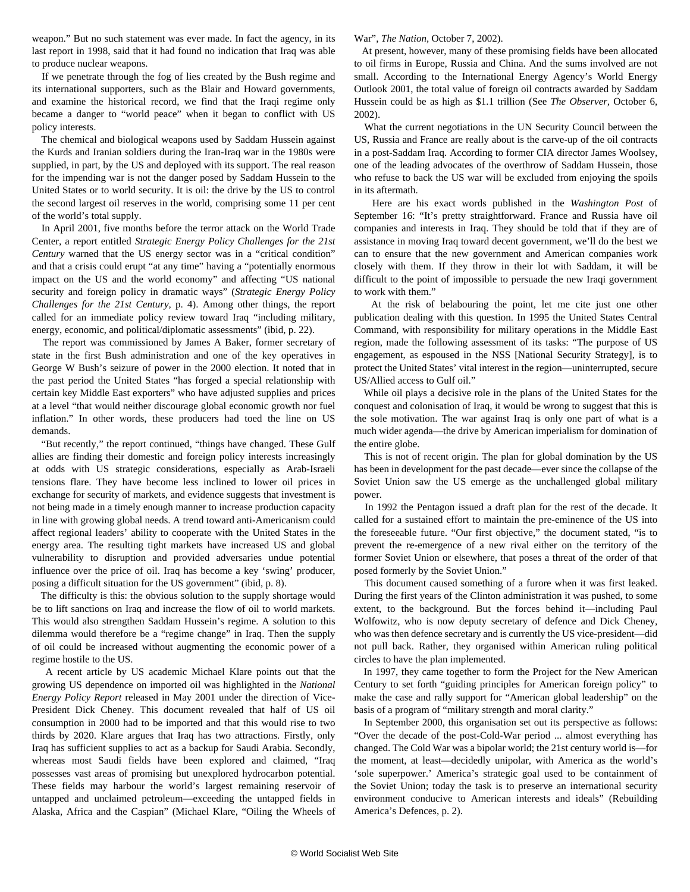weapon." But no such statement was ever made. In fact the agency, in its last report in 1998, said that it had found no indication that Iraq was able to produce nuclear weapons.

If we penetrate through the fog of lies created by the Bush regime and its international supporters, such as the Blair and Howard governments, and examine the historical record, we find that the Iraqi regime only became a danger to "world peace" when it began to conflict with US policy interests.

The chemical and biological weapons used by Saddam Hussein against the Kurds and Iranian soldiers during the Iran-Iraq war in the 1980s were supplied, in part, by the US and deployed with its support. The real reason for the impending war is not the danger posed by Saddam Hussein to the United States or to world security. It is oil: the drive by the US to control the second largest oil reserves in the world, comprising some 11 per cent of the world's total supply.

In April 2001, five months before the terror attack on the World Trade Center, a report entitled *Strategic Energy Policy Challenges for the 21st Century* warned that the US energy sector was in a "critical condition" and that a crisis could erupt "at any time" having a "potentially enormous impact on the US and the world economy" and affecting "US national security and foreign policy in dramatic ways" (*Strategic Energy Policy Challenges for the 21st Century*, p. 4). Among other things, the report called for an immediate policy review toward Iraq "including military, energy, economic, and political/diplomatic assessments" (ibid, p. 22).

The report was commissioned by James A Baker, former secretary of state in the first Bush administration and one of the key operatives in George W Bush's seizure of power in the 2000 election. It noted that in the past period the United States "has forged a special relationship with certain key Middle East exporters" who have adjusted supplies and prices at a level "that would neither discourage global economic growth nor fuel inflation." In other words, these producers had toed the line on US demands.

"But recently," the report continued, "things have changed. These Gulf allies are finding their domestic and foreign policy interests increasingly at odds with US strategic considerations, especially as Arab-Israeli tensions flare. They have become less inclined to lower oil prices in exchange for security of markets, and evidence suggests that investment is not being made in a timely enough manner to increase production capacity in line with growing global needs. A trend toward anti-Americanism could affect regional leaders' ability to cooperate with the United States in the energy area. The resulting tight markets have increased US and global vulnerability to disruption and provided adversaries undue potential influence over the price of oil. Iraq has become a key 'swing' producer, posing a difficult situation for the US government" (ibid, p. 8).

The difficulty is this: the obvious solution to the supply shortage would be to lift sanctions on Iraq and increase the flow of oil to world markets. This would also strengthen Saddam Hussein's regime. A solution to this dilemma would therefore be a "regime change" in Iraq. Then the supply of oil could be increased without augmenting the economic power of a regime hostile to the US.

A recent article by US academic Michael Klare points out that the growing US dependence on imported oil was highlighted in the *National Energy Policy Report* released in May 2001 under the direction of Vice-President Dick Cheney. This document revealed that half of US oil consumption in 2000 had to be imported and that this would rise to two thirds by 2020. Klare argues that Iraq has two attractions. Firstly, only Iraq has sufficient supplies to act as a backup for Saudi Arabia. Secondly, whereas most Saudi fields have been explored and claimed, "Iraq possesses vast areas of promising but unexplored hydrocarbon potential. These fields may harbour the world's largest remaining reservoir of untapped and unclaimed petroleum—exceeding the untapped fields in Alaska, Africa and the Caspian" (Michael Klare, "Oiling the Wheels of War", *The Nation*, October 7, 2002).

At present, however, many of these promising fields have been allocated to oil firms in Europe, Russia and China. And the sums involved are not small. According to the International Energy Agency's World Energy Outlook 2001, the total value of foreign oil contracts awarded by Saddam Hussein could be as high as $1.1 trillion (See *The Observer*, October 6, 2002).

What the current negotiations in the UN Security Council between the US, Russia and France are really about is the carve-up of the oil contracts in a post-Saddam Iraq. According to former CIA director James Woolsey, one of the leading advocates of the overthrow of Saddam Hussein, those who refuse to back the US war will be excluded from enjoying the spoils in its aftermath.

Here are his exact words published in the *Washington Post* of September 16: "It's pretty straightforward. France and Russia have oil companies and interests in Iraq. They should be told that if they are of assistance in moving Iraq toward decent government, we'll do the best we can to ensure that the new government and American companies work closely with them. If they throw in their lot with Saddam, it will be difficult to the point of impossible to persuade the new Iraqi government to work with them."

At the risk of belabouring the point, let me cite just one other publication dealing with this question. In 1995 the United States Central Command, with responsibility for military operations in the Middle East region, made the following assessment of its tasks: "The purpose of US engagement, as espoused in the NSS [National Security Strategy], is to protect the United States' vital interest in the region—uninterrupted, secure US/Allied access to Gulf oil."

While oil plays a decisive role in the plans of the United States for the conquest and colonisation of Iraq, it would be wrong to suggest that this is the sole motivation. The war against Iraq is only one part of what is a much wider agenda—the drive by American imperialism for domination of the entire globe.

This is not of recent origin. The plan for global domination by the US has been in development for the past decade—ever since the collapse of the Soviet Union saw the US emerge as the unchallenged global military power.

In 1992 the Pentagon issued a draft plan for the rest of the decade. It called for a sustained effort to maintain the pre-eminence of the US into the foreseeable future. "Our first objective," the document stated, "is to prevent the re-emergence of a new rival either on the territory of the former Soviet Union or elsewhere, that poses a threat of the order of that posed formerly by the Soviet Union."

This document caused something of a furore when it was first leaked. During the first years of the Clinton administration it was pushed, to some extent, to the background. But the forces behind it—including Paul Wolfowitz, who is now deputy secretary of defence and Dick Cheney, who was then defence secretary and is currently the US vice-president—did not pull back. Rather, they organised within American ruling political circles to have the plan implemented.

In 1997, they came together to form the Project for the New American Century to set forth "guiding principles for American foreign policy" to make the case and rally support for "American global leadership" on the basis of a program of "military strength and moral clarity."

In September 2000, this organisation set out its perspective as follows: "Over the decade of the post-Cold-War period ... almost everything has changed. The Cold War was a bipolar world; the 21st century world is—for the moment, at least—decidedly unipolar, with America as the world's 'sole superpower.' America's strategic goal used to be containment of the Soviet Union; today the task is to preserve an international security environment conducive to American interests and ideals" (Rebuilding America's Defences, p. 2).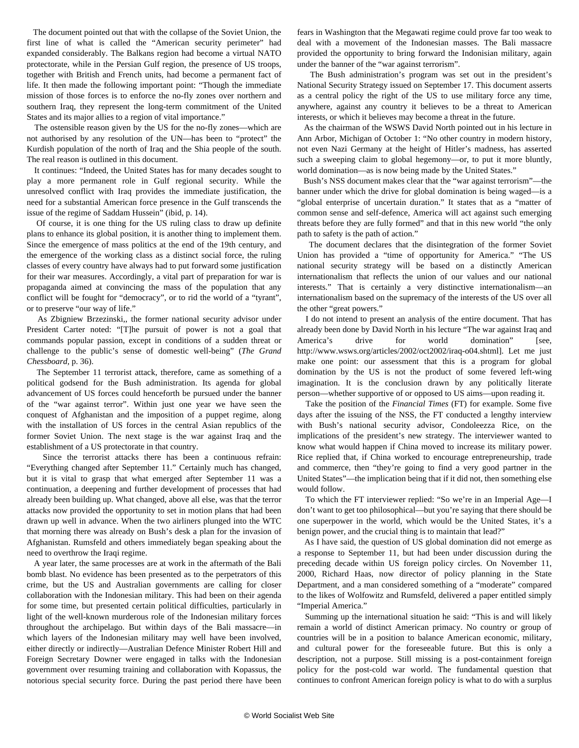The document pointed out that with the collapse of the Soviet Union, the first line of what is called the "American security perimeter" had expanded considerably. The Balkans region had become a virtual NATO protectorate, while in the Persian Gulf region, the presence of US troops, together with British and French units, had become a permanent fact of life. It then made the following important point: "Though the immediate mission of those forces is to enforce the no-fly zones over northern and southern Iraq, they represent the long-term commitment of the United States and its major allies to a region of vital importance."

The ostensible reason given by the US for the no-fly zones—which are not authorised by any resolution of the UN—has been to "protect" the Kurdish population of the north of Iraq and the Shia people of the south. The real reason is outlined in this document.

It continues: "Indeed, the United States has for many decades sought to play a more permanent role in Gulf regional security. While the unresolved conflict with Iraq provides the immediate justification, the need for a substantial American force presence in the Gulf transcends the issue of the regime of Saddam Hussein" (ibid, p. 14).

Of course, it is one thing for the US ruling class to draw up definite plans to enhance its global position, it is another thing to implement them. Since the emergence of mass politics at the end of the 19th century, and the emergence of the working class as a distinct social force, the ruling classes of every country have always had to put forward some justification for their war measures. Accordingly, a vital part of preparation for war is propaganda aimed at convincing the mass of the population that any conflict will be fought for "democracy", or to rid the world of a "tyrant", or to preserve "our way of life."

As Zbigniew Brzezinski,, the former national security advisor under President Carter noted: "[T]he pursuit of power is not a goal that commands popular passion, except in conditions of a sudden threat or challenge to the public's sense of domestic well-being" (*The Grand Chessboard*, p. 36).

The September 11 terrorist attack, therefore, came as something of a political godsend for the Bush administration. Its agenda for global advancement of US forces could henceforth be pursued under the banner of the "war against terror". Within just one year we have seen the conquest of Afghanistan and the imposition of a puppet regime, along with the installation of US forces in the central Asian republics of the former Soviet Union. The next stage is the war against Iraq and the establishment of a US protectorate in that country.

Since the terrorist attacks there has been a continuous refrain: "Everything changed after September 11." Certainly much has changed, but it is vital to grasp that what emerged after September 11 was a continuation, a deepening and further development of processes that had already been building up. What changed, above all else, was that the terror attacks now provided the opportunity to set in motion plans that had been drawn up well in advance. When the two airliners plunged into the WTC that morning there was already on Bush's desk a plan for the invasion of Afghanistan. Rumsfeld and others immediately began speaking about the need to overthrow the Iraqi regime.

A year later, the same processes are at work in the aftermath of the Bali bomb blast. No evidence has been presented as to the perpetrators of this crime, but the US and Australian governments are calling for closer collaboration with the Indonesian military. This had been on their agenda for some time, but presented certain political difficulties, particularly in light of the well-known murderous role of the Indonesian military forces throughout the archipelago. But within days of the Bali massacre—in which layers of the Indonesian military may well have been involved, either directly or indirectly—Australian Defence Minister Robert Hill and Foreign Secretary Downer were engaged in talks with the Indonesian government over resuming training and collaboration with Kopassus, the notorious special security force. During the past period there have been fears in Washington that the Megawati regime could prove far too weak to deal with a movement of the Indonesian masses. The Bali massacre provided the opportunity to bring forward the Indonisian military, again under the banner of the "war against terrorism".

The Bush administration's program was set out in the president's National Security Strategy issued on September 17. This document asserts as a central policy the right of the US to use military force any time, anywhere, against any country it believes to be a threat to American interests, or which it believes may become a threat in the future.

As the chairman of the WSWS David North pointed out in his lecture in Ann Arbor, Michigan of October 1: "No other country in modern history, not even Nazi Germany at the height of Hitler's madness, has asserted such a sweeping claim to global hegemony—or, to put it more bluntly, world domination—as is now being made by the United States."

Bush's NSS document makes clear that the "war against terrorism"—the banner under which the drive for global domination is being waged—is a "global enterprise of uncertain duration." It states that as a "matter of common sense and self-defence, America will act against such emerging threats before they are fully formed" and that in this new world "the only path to safety is the path of action."

The document declares that the disintegration of the former Soviet Union has provided a "time of opportunity for America." "The US national security strategy will be based on a distinctly American internationalism that reflects the union of our values and our national interests." That is certainly a very distinctive internationalism—an internationalism based on the supremacy of the interests of the US over all the other "great powers."

I do not intend to present an analysis of the entire document. That has already been done by David North in his lecture "The war against Iraq and America's drive for world domination" [see, http://www.wsws.org/articles/2002/oct2002/iraq-o04.shtml]. Let me just make one point: our assessment that this is a program for global domination by the US is not the product of some fevered left-wing imagination. It is the conclusion drawn by any politically literate person—whether supportive of or opposed to US aims—upon reading it.

Take the position of the *Financial Times* (FT) for example. Some five days after the issuing of the NSS, the FT conducted a lengthy interview with Bush's national security advisor, Condoleezza Rice, on the implications of the president's new strategy. The interviewer wanted to know what would happen if China moved to increase its military power. Rice replied that, if China worked to encourage entrepreneurship, trade and commerce, then "they're going to find a very good partner in the United States"—the implication being that if it did not, then something else would follow.

To which the FT interviewer replied: "So we're in an Imperial Age—I don't want to get too philosophical—but you're saying that there should be one superpower in the world, which would be the United States, it's a benign power, and the crucial thing is to maintain that lead?"

As I have said, the question of US global domination did not emerge as a response to September 11, but had been under discussion during the preceding decade within US foreign policy circles. On November 11, 2000, Richard Haas, now director of policy planning in the State Department, and a man considered something of a "moderate" compared to the likes of Wolfowitz and Rumsfeld, delivered a paper entitled simply "Imperial America."

Summing up the international situation he said: "This is and will likely remain a world of distinct American primacy. No country or group of countries will be in a position to balance American economic, military, and cultural power for the foreseeable future. But this is only a description, not a purpose. Still missing is a post-containment foreign policy for the post-cold war world. The fundamental question that continues to confront American foreign policy is what to do with a surplus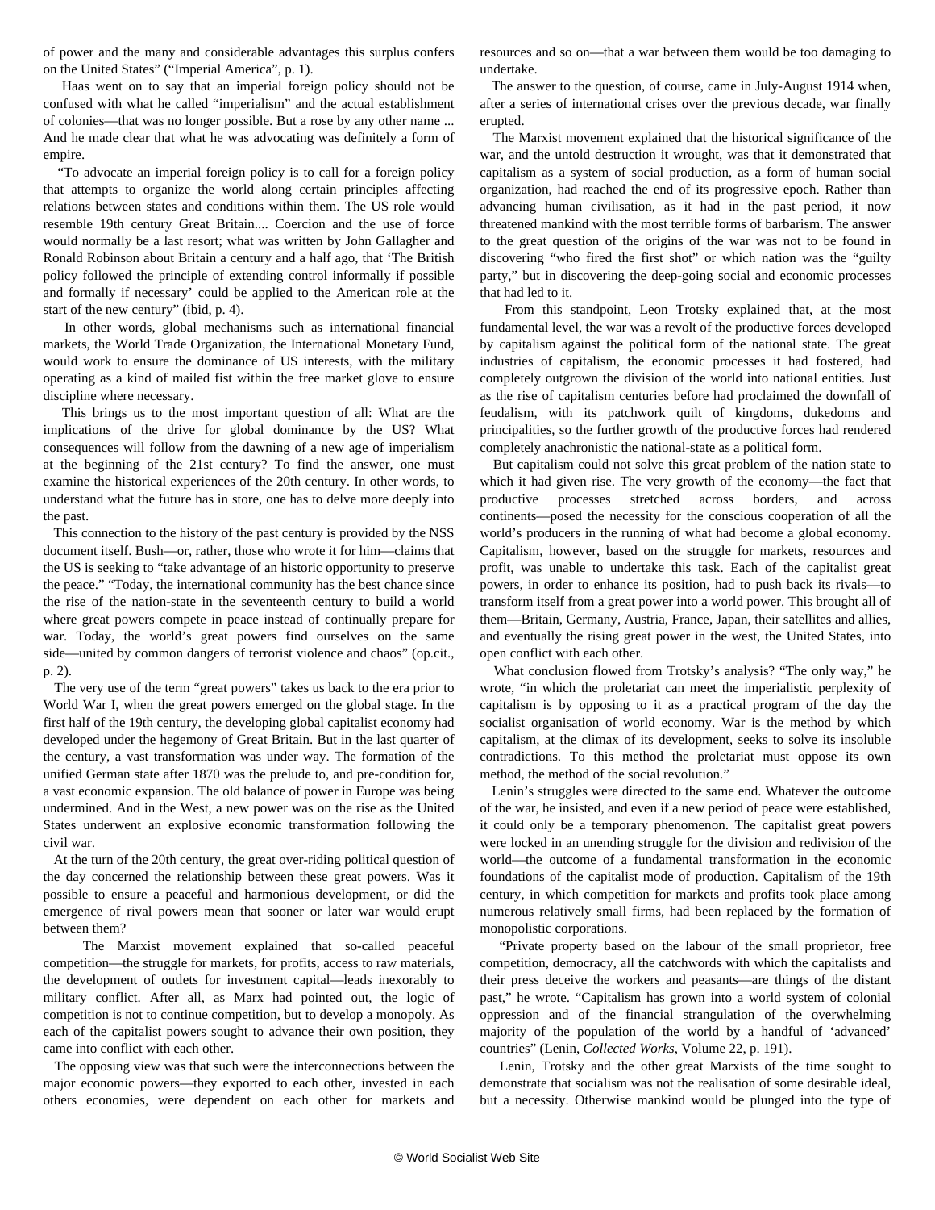of power and the many and considerable advantages this surplus confers on the United States" ("Imperial America", p. 1).

Haas went on to say that an imperial foreign policy should not be confused with what he called "imperialism" and the actual establishment of colonies—that was no longer possible. But a rose by any other name ... And he made clear that what he was advocating was definitely a form of empire.

"To advocate an imperial foreign policy is to call for a foreign policy that attempts to organize the world along certain principles affecting relations between states and conditions within them. The US role would resemble 19th century Great Britain.... Coercion and the use of force would normally be a last resort; what was written by John Gallagher and Ronald Robinson about Britain a century and a half ago, that 'The British policy followed the principle of extending control informally if possible and formally if necessary' could be applied to the American role at the start of the new century" (ibid, p. 4).

In other words, global mechanisms such as international financial markets, the World Trade Organization, the International Monetary Fund, would work to ensure the dominance of US interests, with the military operating as a kind of mailed fist within the free market glove to ensure discipline where necessary.

This brings us to the most important question of all: What are the implications of the drive for global dominance by the US? What consequences will follow from the dawning of a new age of imperialism at the beginning of the 21st century? To find the answer, one must examine the historical experiences of the 20th century. In other words, to understand what the future has in store, one has to delve more deeply into the past.

This connection to the history of the past century is provided by the NSS document itself. Bush—or, rather, those who wrote it for him—claims that the US is seeking to "take advantage of an historic opportunity to preserve the peace." "Today, the international community has the best chance since the rise of the nation-state in the seventeenth century to build a world where great powers compete in peace instead of continually prepare for war. Today, the world's great powers find ourselves on the same side—united by common dangers of terrorist violence and chaos" (op.cit., p. 2).

The very use of the term "great powers" takes us back to the era prior to World War I, when the great powers emerged on the global stage. In the first half of the 19th century, the developing global capitalist economy had developed under the hegemony of Great Britain. But in the last quarter of the century, a vast transformation was under way. The formation of the unified German state after 1870 was the prelude to, and pre-condition for, a vast economic expansion. The old balance of power in Europe was being undermined. And in the West, a new power was on the rise as the United States underwent an explosive economic transformation following the civil war.

At the turn of the 20th century, the great over-riding political question of the day concerned the relationship between these great powers. Was it possible to ensure a peaceful and harmonious development, or did the emergence of rival powers mean that sooner or later war would erupt between them?

The Marxist movement explained that so-called peaceful competition—the struggle for markets, for profits, access to raw materials, the development of outlets for investment capital—leads inexorably to military conflict. After all, as Marx had pointed out, the logic of competition is not to continue competition, but to develop a monopoly. As each of the capitalist powers sought to advance their own position, they came into conflict with each other.

The opposing view was that such were the interconnections between the major economic powers—they exported to each other, invested in each others economies, were dependent on each other for markets and resources and so on—that a war between them would be too damaging to undertake.

The answer to the question, of course, came in July-August 1914 when, after a series of international crises over the previous decade, war finally erupted.

The Marxist movement explained that the historical significance of the war, and the untold destruction it wrought, was that it demonstrated that capitalism as a system of social production, as a form of human social organization, had reached the end of its progressive epoch. Rather than advancing human civilisation, as it had in the past period, it now threatened mankind with the most terrible forms of barbarism. The answer to the great question of the origins of the war was not to be found in discovering "who fired the first shot" or which nation was the "guilty party," but in discovering the deep-going social and economic processes that had led to it.

From this standpoint, Leon Trotsky explained that, at the most fundamental level, the war was a revolt of the productive forces developed by capitalism against the political form of the national state. The great industries of capitalism, the economic processes it had fostered, had completely outgrown the division of the world into national entities. Just as the rise of capitalism centuries before had proclaimed the downfall of feudalism, with its patchwork quilt of kingdoms, dukedoms and principalities, so the further growth of the productive forces had rendered completely anachronistic the national-state as a political form.

But capitalism could not solve this great problem of the nation state to which it had given rise. The very growth of the economy—the fact that productive processes stretched across borders, and across continents—posed the necessity for the conscious cooperation of all the world's producers in the running of what had become a global economy. Capitalism, however, based on the struggle for markets, resources and profit, was unable to undertake this task. Each of the capitalist great powers, in order to enhance its position, had to push back its rivals—to transform itself from a great power into a world power. This brought all of them—Britain, Germany, Austria, France, Japan, their satellites and allies, and eventually the rising great power in the west, the United States, into open conflict with each other.

What conclusion flowed from Trotsky's analysis? "The only way," he wrote, "in which the proletariat can meet the imperialistic perplexity of capitalism is by opposing to it as a practical program of the day the socialist organisation of world economy. War is the method by which capitalism, at the climax of its development, seeks to solve its insoluble contradictions. To this method the proletariat must oppose its own method, the method of the social revolution."

Lenin's struggles were directed to the same end. Whatever the outcome of the war, he insisted, and even if a new period of peace were established, it could only be a temporary phenomenon. The capitalist great powers were locked in an unending struggle for the division and redivision of the world—the outcome of a fundamental transformation in the economic foundations of the capitalist mode of production. Capitalism of the 19th century, in which competition for markets and profits took place among numerous relatively small firms, had been replaced by the formation of monopolistic corporations.

"Private property based on the labour of the small proprietor, free competition, democracy, all the catchwords with which the capitalists and their press deceive the workers and peasants—are things of the distant past," he wrote. "Capitalism has grown into a world system of colonial oppression and of the financial strangulation of the overwhelming majority of the population of the world by a handful of 'advanced' countries" (Lenin, *Collected Works*, Volume 22, p. 191).

Lenin, Trotsky and the other great Marxists of the time sought to demonstrate that socialism was not the realisation of some desirable ideal, but a necessity. Otherwise mankind would be plunged into the type of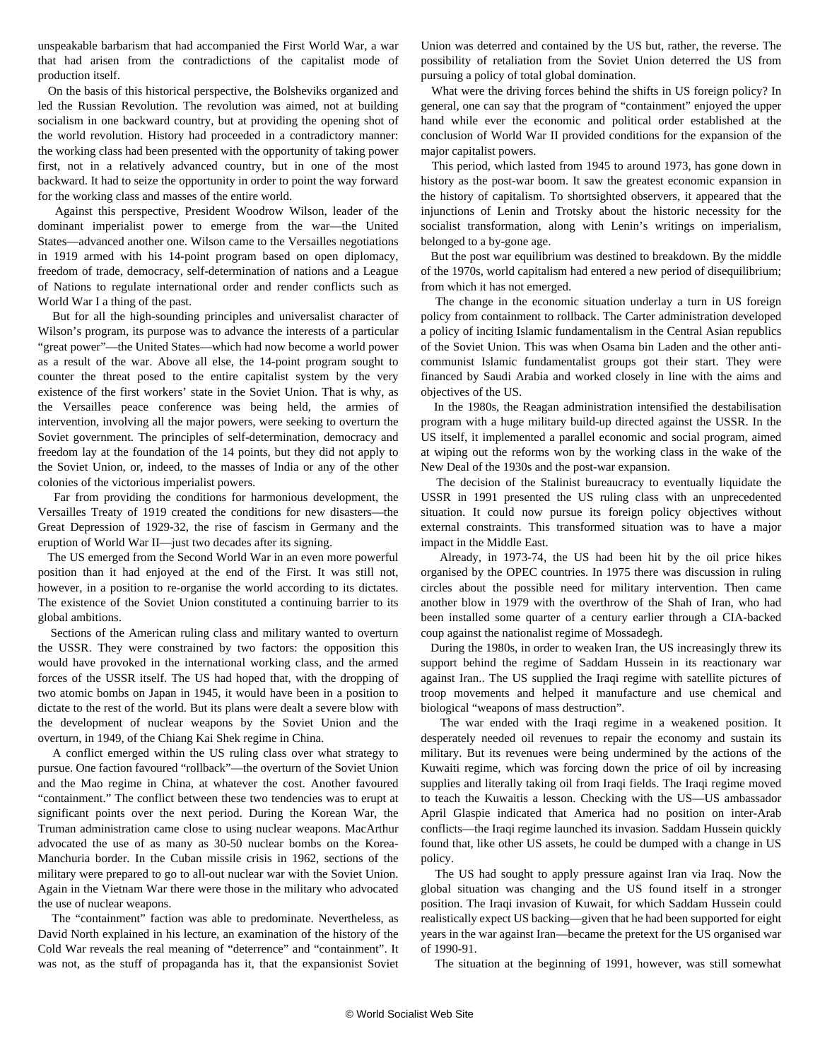unspeakable barbarism that had accompanied the First World War, a war that had arisen from the contradictions of the capitalist mode of production itself.

On the basis of this historical perspective, the Bolsheviks organized and led the Russian Revolution. The revolution was aimed, not at building socialism in one backward country, but at providing the opening shot of the world revolution. History had proceeded in a contradictory manner: the working class had been presented with the opportunity of taking power first, not in a relatively advanced country, but in one of the most backward. It had to seize the opportunity in order to point the way forward for the working class and masses of the entire world.

Against this perspective, President Woodrow Wilson, leader of the dominant imperialist power to emerge from the war—the United States—advanced another one. Wilson came to the Versailles negotiations in 1919 armed with his 14-point program based on open diplomacy, freedom of trade, democracy, self-determination of nations and a League of Nations to regulate international order and render conflicts such as World War I a thing of the past.

But for all the high-sounding principles and universalist character of Wilson's program, its purpose was to advance the interests of a particular "great power"—the United States—which had now become a world power as a result of the war. Above all else, the 14-point program sought to counter the threat posed to the entire capitalist system by the very existence of the first workers' state in the Soviet Union. That is why, as the Versailles peace conference was being held, the armies of intervention, involving all the major powers, were seeking to overturn the Soviet government. The principles of self-determination, democracy and freedom lay at the foundation of the 14 points, but they did not apply to the Soviet Union, or, indeed, to the masses of India or any of the other colonies of the victorious imperialist powers.

Far from providing the conditions for harmonious development, the Versailles Treaty of 1919 created the conditions for new disasters—the Great Depression of 1929-32, the rise of fascism in Germany and the eruption of World War II—just two decades after its signing.

The US emerged from the Second World War in an even more powerful position than it had enjoyed at the end of the First. It was still not, however, in a position to re-organise the world according to its dictates. The existence of the Soviet Union constituted a continuing barrier to its global ambitions.

Sections of the American ruling class and military wanted to overturn the USSR. They were constrained by two factors: the opposition this would have provoked in the international working class, and the armed forces of the USSR itself. The US had hoped that, with the dropping of two atomic bombs on Japan in 1945, it would have been in a position to dictate to the rest of the world. But its plans were dealt a severe blow with the development of nuclear weapons by the Soviet Union and the overturn, in 1949, of the Chiang Kai Shek regime in China.

A conflict emerged within the US ruling class over what strategy to pursue. One faction favoured "rollback"—the overturn of the Soviet Union and the Mao regime in China, at whatever the cost. Another favoured "containment." The conflict between these two tendencies was to erupt at significant points over the next period. During the Korean War, the Truman administration came close to using nuclear weapons. MacArthur advocated the use of as many as 30-50 nuclear bombs on the Korea-Manchuria border. In the Cuban missile crisis in 1962, sections of the military were prepared to go to all-out nuclear war with the Soviet Union. Again in the Vietnam War there were those in the military who advocated the use of nuclear weapons.

The "containment" faction was able to predominate. Nevertheless, as David North explained in his lecture, an examination of the history of the Cold War reveals the real meaning of "deterrence" and "containment". It was not, as the stuff of propaganda has it, that the expansionist Soviet Union was deterred and contained by the US but, rather, the reverse. The possibility of retaliation from the Soviet Union deterred the US from pursuing a policy of total global domination.

What were the driving forces behind the shifts in US foreign policy? In general, one can say that the program of "containment" enjoyed the upper hand while ever the economic and political order established at the conclusion of World War II provided conditions for the expansion of the major capitalist powers.

This period, which lasted from 1945 to around 1973, has gone down in history as the post-war boom. It saw the greatest economic expansion in the history of capitalism. To shortsighted observers, it appeared that the injunctions of Lenin and Trotsky about the historic necessity for the socialist transformation, along with Lenin's writings on imperialism, belonged to a by-gone age.

But the post war equilibrium was destined to breakdown. By the middle of the 1970s, world capitalism had entered a new period of disequilibrium; from which it has not emerged.

The change in the economic situation underlay a turn in US foreign policy from containment to rollback. The Carter administration developed a policy of inciting Islamic fundamentalism in the Central Asian republics of the Soviet Union. This was when Osama bin Laden and the other anti-communist Islamic fundamentalist groups got their start. They were financed by Saudi Arabia and worked closely in line with the aims and objectives of the US.

In the 1980s, the Reagan administration intensified the destabilisation program with a huge military build-up directed against the USSR. In the US itself, it implemented a parallel economic and social program, aimed at wiping out the reforms won by the working class in the wake of the New Deal of the 1930s and the post-war expansion.

The decision of the Stalinist bureaucracy to eventually liquidate the USSR in 1991 presented the US ruling class with an unprecedented situation. It could now pursue its foreign policy objectives without external constraints. This transformed situation was to have a major impact in the Middle East.

Already, in 1973-74, the US had been hit by the oil price hikes organised by the OPEC countries. In 1975 there was discussion in ruling circles about the possible need for military intervention. Then came another blow in 1979 with the overthrow of the Shah of Iran, who had been installed some quarter of a century earlier through a CIA-backed coup against the nationalist regime of Mossadegh.

During the 1980s, in order to weaken Iran, the US increasingly threw its support behind the regime of Saddam Hussein in its reactionary war against Iran.. The US supplied the Iraqi regime with satellite pictures of troop movements and helped it manufacture and use chemical and biological "weapons of mass destruction".

The war ended with the Iraqi regime in a weakened position. It desperately needed oil revenues to repair the economy and sustain its military. But its revenues were being undermined by the actions of the Kuwaiti regime, which was forcing down the price of oil by increasing supplies and literally taking oil from Iraqi fields. The Iraqi regime moved to teach the Kuwaitis a lesson. Checking with the US—US ambassador April Glaspie indicated that America had no position on inter-Arab conflicts—the Iraqi regime launched its invasion. Saddam Hussein quickly found that, like other US assets, he could be dumped with a change in US policy.

The US had sought to apply pressure against Iran via Iraq. Now the global situation was changing and the US found itself in a stronger position. The Iraqi invasion of Kuwait, for which Saddam Hussein could realistically expect US backing—given that he had been supported for eight years in the war against Iran—became the pretext for the US organised war of 1990-91.

The situation at the beginning of 1991, however, was still somewhat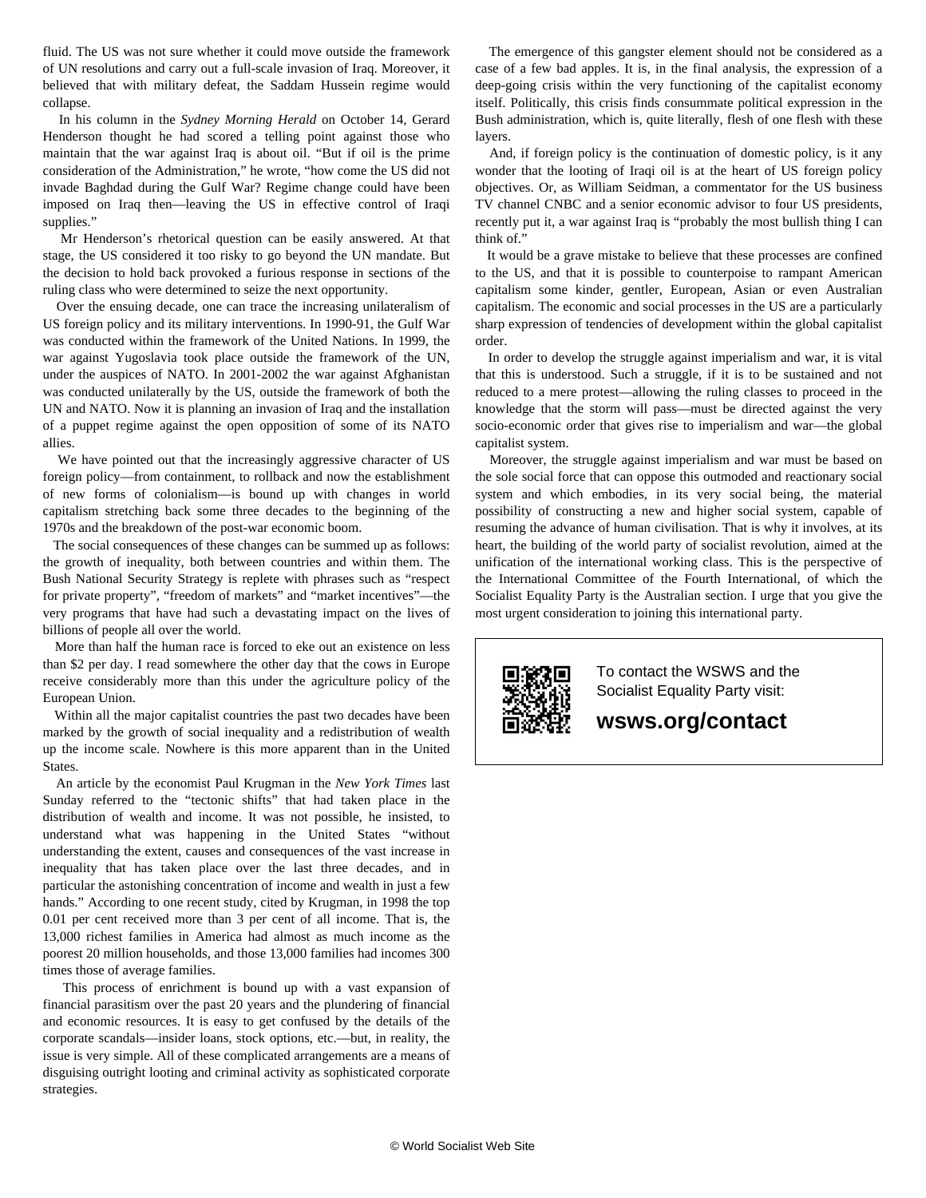fluid. The US was not sure whether it could move outside the framework of UN resolutions and carry out a full-scale invasion of Iraq. Moreover, it believed that with military defeat, the Saddam Hussein regime would collapse.

In his column in the *Sydney Morning Herald* on October 14, Gerard Henderson thought he had scored a telling point against those who maintain that the war against Iraq is about oil. "But if oil is the prime consideration of the Administration," he wrote, "how come the US did not invade Baghdad during the Gulf War? Regime change could have been imposed on Iraq then—leaving the US in effective control of Iraqi supplies."

Mr Henderson's rhetorical question can be easily answered. At that stage, the US considered it too risky to go beyond the UN mandate. But the decision to hold back provoked a furious response in sections of the ruling class who were determined to seize the next opportunity.

Over the ensuing decade, one can trace the increasing unilateralism of US foreign policy and its military interventions. In 1990-91, the Gulf War was conducted within the framework of the United Nations. In 1999, the war against Yugoslavia took place outside the framework of the UN, under the auspices of NATO. In 2001-2002 the war against Afghanistan was conducted unilaterally by the US, outside the framework of both the UN and NATO. Now it is planning an invasion of Iraq and the installation of a puppet regime against the open opposition of some of its NATO allies.

We have pointed out that the increasingly aggressive character of US foreign policy—from containment, to rollback and now the establishment of new forms of colonialism—is bound up with changes in world capitalism stretching back some three decades to the beginning of the 1970s and the breakdown of the post-war economic boom.

The social consequences of these changes can be summed up as follows: the growth of inequality, both between countries and within them. The Bush National Security Strategy is replete with phrases such as "respect for private property", "freedom of markets" and "market incentives"—the very programs that have had such a devastating impact on the lives of billions of people all over the world.

More than half the human race is forced to eke out an existence on less than $2 per day. I read somewhere the other day that the cows in Europe receive considerably more than this under the agriculture policy of the European Union.

Within all the major capitalist countries the past two decades have been marked by the growth of social inequality and a redistribution of wealth up the income scale. Nowhere is this more apparent than in the United States.

An article by the economist Paul Krugman in the *New York Times* last Sunday referred to the "tectonic shifts" that had taken place in the distribution of wealth and income. It was not possible, he insisted, to understand what was happening in the United States "without understanding the extent, causes and consequences of the vast increase in inequality that has taken place over the last three decades, and in particular the astonishing concentration of income and wealth in just a few hands." According to one recent study, cited by Krugman, in 1998 the top 0.01 per cent received more than 3 per cent of all income. That is, the 13,000 richest families in America had almost as much income as the poorest 20 million households, and those 13,000 families had incomes 300 times those of average families.

This process of enrichment is bound up with a vast expansion of financial parasitism over the past 20 years and the plundering of financial and economic resources. It is easy to get confused by the details of the corporate scandals—insider loans, stock options, etc.—but, in reality, the issue is very simple. All of these complicated arrangements are a means of disguising outright looting and criminal activity as sophisticated corporate strategies.

The emergence of this gangster element should not be considered as a case of a few bad apples. It is, in the final analysis, the expression of a deep-going crisis within the very functioning of the capitalist economy itself. Politically, this crisis finds consummate political expression in the Bush administration, which is, quite literally, flesh of one flesh with these layers.

And, if foreign policy is the continuation of domestic policy, is it any wonder that the looting of Iraqi oil is at the heart of US foreign policy objectives. Or, as William Seidman, a commentator for the US business TV channel CNBC and a senior economic advisor to four US presidents, recently put it, a war against Iraq is "probably the most bullish thing I can think of."

It would be a grave mistake to believe that these processes are confined to the US, and that it is possible to counterpoise to rampant American capitalism some kinder, gentler, European, Asian or even Australian capitalism. The economic and social processes in the US are a particularly sharp expression of tendencies of development within the global capitalist order.

In order to develop the struggle against imperialism and war, it is vital that this is understood. Such a struggle, if it is to be sustained and not reduced to a mere protest—allowing the ruling classes to proceed in the knowledge that the storm will pass—must be directed against the very socio-economic order that gives rise to imperialism and war—the global capitalist system.

Moreover, the struggle against imperialism and war must be based on the sole social force that can oppose this outmoded and reactionary social system and which embodies, in its very social being, the material possibility of constructing a new and higher social system, capable of resuming the advance of human civilisation. That is why it involves, at its heart, the building of the world party of socialist revolution, aimed at the unification of the international working class. This is the perspective of the International Committee of the Fourth International, of which the Socialist Equality Party is the Australian section. I urge that you give the most urgent consideration to joining this international party.

To contact the WSWS and the Socialist Equality Party visit:

**wsws.org/contact**